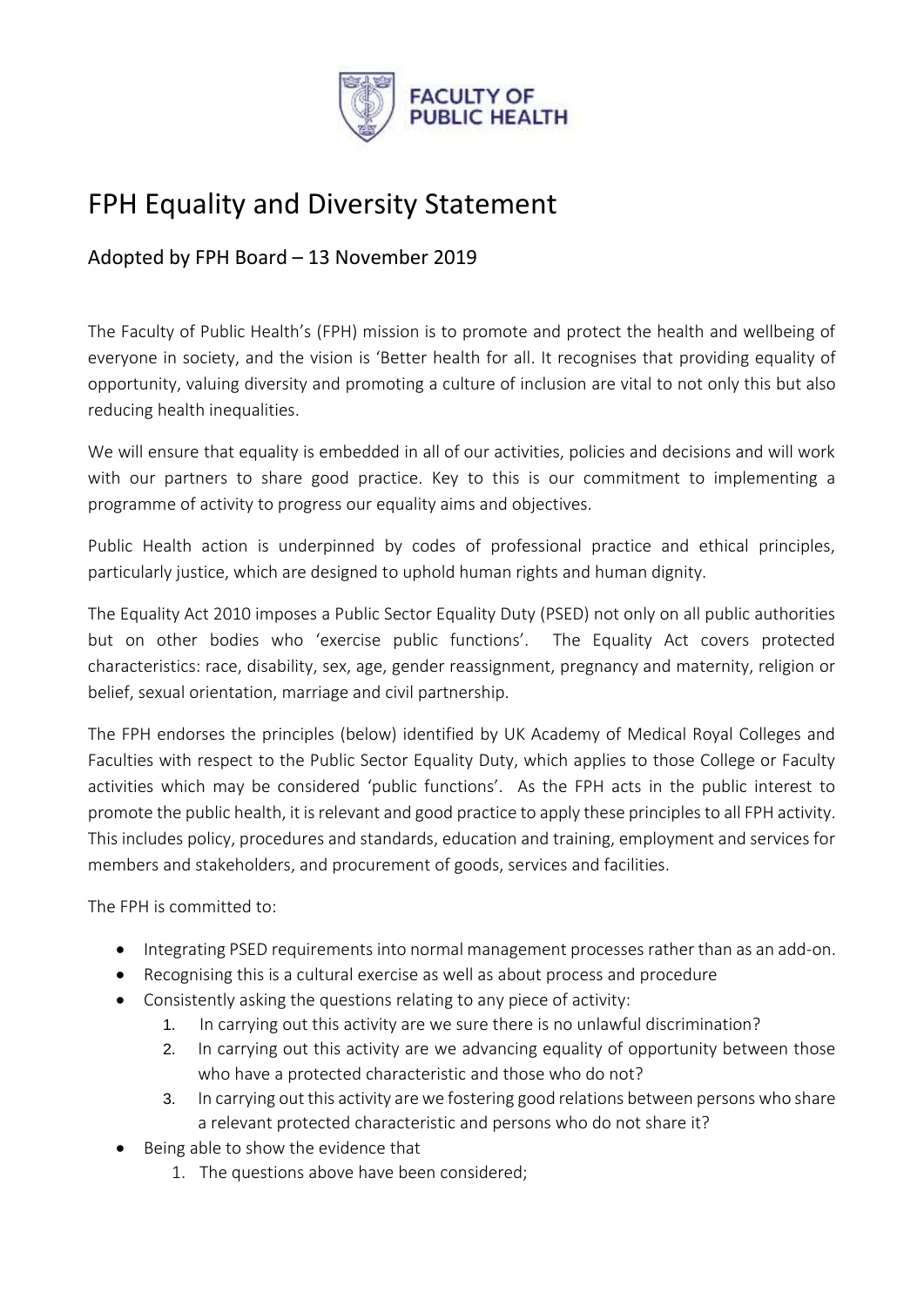FACULTY OF PUBLIC HEALTH

# FPH Equality and Diversity Statement

## Adopted by FPH Board – 13 November 2019

The Faculty of Public Health's (FPH) mission is to promote and protect the health and wellbeing of everyone in society, and the vision is 'Better health for all. It recognises that providing equality of opportunity, valuing diversity and promoting a culture of inclusion are vital to not only this but also reducing health inequalities.

We will ensure that equality is embedded in all of our activities, policies and decisions and will work with our partners to share good practice. Key to this is our commitment to implementing a programme of activity to progress our equality aims and objectives.

Public Health action is underpinned by codes of professional practice and ethical principles, particularly justice, which are designed to uphold human rights and human dignity.

The Equality Act 2010 imposes a Public Sector Equality Duty (PSED) not only on all public authorities but on other bodies who 'exercise public functions'. The Equality Act covers protected characteristics: race, disability, sex, age, gender reassignment, pregnancy and maternity, religion or belief, sexual orientation, marriage and civil partnership.

The FPH endorses the principles (below) identified by UK Academy of Medical Royal Colleges and Faculties with respect to the Public Sector Equality Duty, which applies to those College or Faculty activities which may be considered 'public functions'. As the FPH acts in the public interest to promote the public health, it is relevant and good practice to apply these principles to all FPH activity. This includes policy, procedures and standards, education and training, employment and services for members and stakeholders, and procurement of goods, services and facilities.

The FPH is committed to:

- Integrating PSED requirements into normal management processes rather than as an add-on.
- Recognising this is a cultural exercise as well as about process and procedure
- Consistently asking the questions relating to any piece of activity:
    1. In carrying out this activity are we sure there is no unlawful discrimination?
    2. In carrying out this activity are we advancing equality of opportunity between those who have a protected characteristic and those who do not?
    3. In carrying out this activity are we fostering good relations between persons who share a relevant protected characteristic and persons who do not share it?
- Being able to show the evidence that
    1. The questions above have been considered;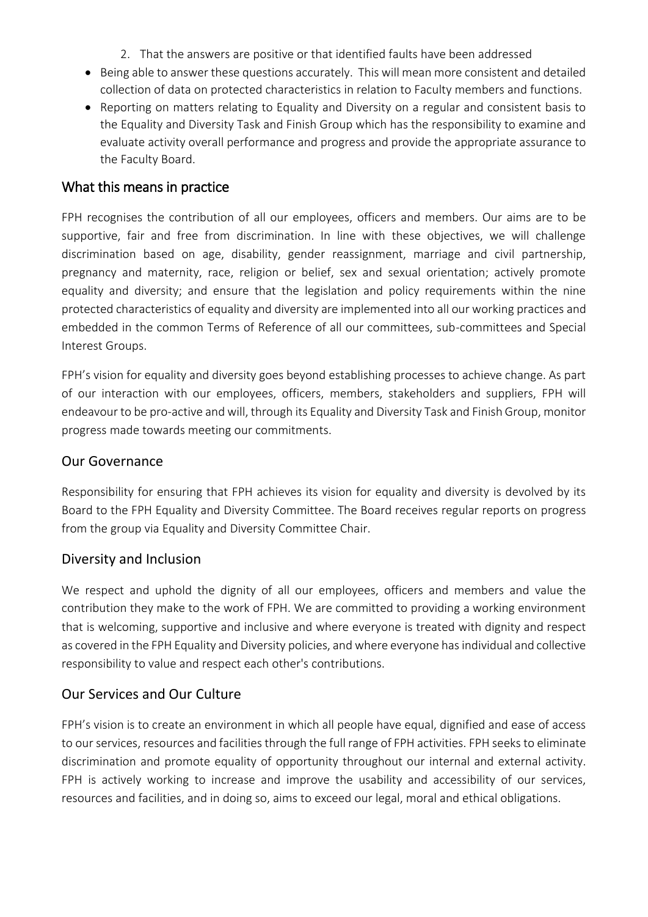2. That the answers are positive or that identified faults have been addressed

- Being able to answer these questions accurately. This will mean more consistent and detailed collection of data on protected characteristics in relation to Faculty members and functions.
- Reporting on matters relating to Equality and Diversity on a regular and consistent basis to the Equality and Diversity Task and Finish Group which has the responsibility to examine and evaluate activity overall performance and progress and provide the appropriate assurance to the Faculty Board.

## What this means in practice

FPH recognises the contribution of all our employees, officers and members. Our aims are to be supportive, fair and free from discrimination. In line with these objectives, we will challenge discrimination based on age, disability, gender reassignment, marriage and civil partnership, pregnancy and maternity, race, religion or belief, sex and sexual orientation; actively promote equality and diversity; and ensure that the legislation and policy requirements within the nine protected characteristics of equality and diversity are implemented into all our working practices and embedded in the common Terms of Reference of all our committees, sub-committees and Special Interest Groups.

FPH's vision for equality and diversity goes beyond establishing processes to achieve change. As part of our interaction with our employees, officers, members, stakeholders and suppliers, FPH will endeavour to be pro-active and will, through its Equality and Diversity Task and Finish Group, monitor progress made towards meeting our commitments.

## Our Governance

Responsibility for ensuring that FPH achieves its vision for equality and diversity is devolved by its Board to the FPH Equality and Diversity Committee. The Board receives regular reports on progress from the group via Equality and Diversity Committee Chair.

## Diversity and Inclusion

We respect and uphold the dignity of all our employees, officers and members and value the contribution they make to the work of FPH. We are committed to providing a working environment that is welcoming, supportive and inclusive and where everyone is treated with dignity and respect as covered in the FPH Equality and Diversity policies, and where everyone has individual and collective responsibility to value and respect each other's contributions.

## Our Services and Our Culture

FPH's vision is to create an environment in which all people have equal, dignified and ease of access to our services, resources and facilities through the full range of FPH activities. FPH seeks to eliminate discrimination and promote equality of opportunity throughout our internal and external activity. FPH is actively working to increase and improve the usability and accessibility of our services, resources and facilities, and in doing so, aims to exceed our legal, moral and ethical obligations.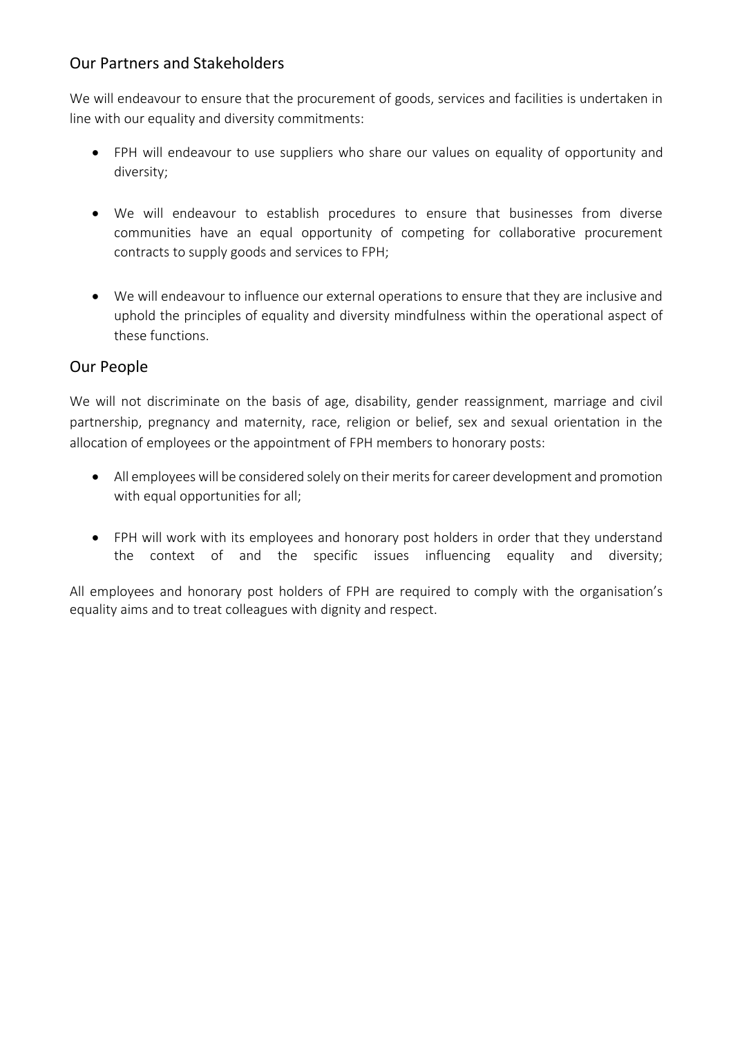## Our Partners and Stakeholders

We will endeavour to ensure that the procurement of goods, services and facilities is undertaken in line with our equality and diversity commitments:

- FPH will endeavour to use suppliers who share our values on equality of opportunity and diversity;

- We will endeavour to establish procedures to ensure that businesses from diverse communities have an equal opportunity of competing for collaborative procurement contracts to supply goods and services to FPH;

- We will endeavour to influence our external operations to ensure that they are inclusive and uphold the principles of equality and diversity mindfulness within the operational aspect of these functions.

## Our People

We will not discriminate on the basis of age, disability, gender reassignment, marriage and civil partnership, pregnancy and maternity, race, religion or belief, sex and sexual orientation in the allocation of employees or the appointment of FPH members to honorary posts:

- All employees will be considered solely on their merits for career development and promotion with equal opportunities for all;

- FPH will work with its employees and honorary post holders in order that they understand the context of and the specific issues influencing equality and diversity;

All employees and honorary post holders of FPH are required to comply with the organisation's equality aims and to treat colleagues with dignity and respect.